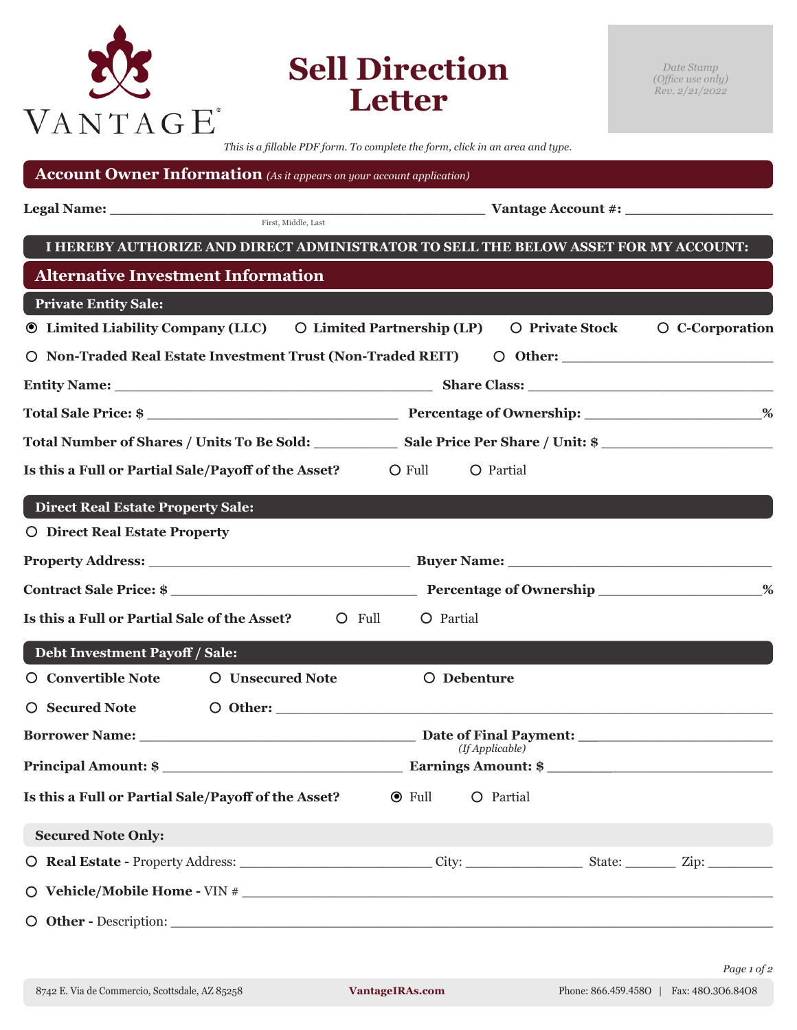# Sell Direction Letter

VANTAGE

*Date Stamp (Office use only) Rev. 2/21/2022*

*This is a fillable PDF form. To complete the form, click in an area and type.*

## Account Owner Information *(As it appears on your account application)*

**Legal Name:** ______________________________ **Vantage Account #:** ______________
First, Middle, Last

**I HEREBY AUTHORIZE AND DIRECT ADMINISTRATOR TO SELL THE BELOW ASSET FOR MY ACCOUNT:**

## Alternative Investment Information

### Private Entity Sale:

- ◉ **Limited Liability Company (LLC)**
- ○ **Limited Partnership (LP)**
- ○ **Private Stock**
- ○ **C-Corporation**
- ○ **Non-Traded Real Estate Investment Trust (Non-Traded REIT)**
- ○ **Other:** ______________

**Entity Name:** ______________________ **Share Class:** ______________________

**Total Sale Price: $** ______________________ **Percentage of Ownership:** ______________%

**Total Number of Shares / Units To Be Sold:** __________ **Sale Price Per Share / Unit: $** ______________

**Is this a Full or Partial Sale/Payoff of the Asset?** ○ Full ○ Partial

### Direct Real Estate Property Sale:

- ○ **Direct Real Estate Property**

**Property Address:** ______________________ **Buyer Name:** ______________________

**Contract Sale Price: $** ______________________ **Percentage of Ownership** ______________%

**Is this a Full or Partial Sale of the Asset?** ○ Full ○ Partial

### Debt Investment Payoff / Sale:

- ○ **Convertible Note**
- ○ **Unsecured Note**
- ○ **Debenture**
- ○ **Secured Note**
- ○ **Other:** ______________________

**Borrower Name:** ______________________ **Date of Final Payment:** ______________
*(If Applicable)*

**Principal Amount: $** ______________________ **Earnings Amount: $** ______________________

**Is this a Full or Partial Sale/Payoff of the Asset?** ◉ Full ○ Partial

### Secured Note Only:

- ○ **Real Estate -** Property Address: ______________ City: ______________ State: ________ Zip: ________
- ○ **Vehicle/Mobile Home -** VIN # ______________________
- ○ **Other -** Description: ______________________

8742 E. Via de Commercio, Scottsdale, AZ 85258 | VantageIRAs.com | Phone: 866.459.4580 | Fax: 480.306.8408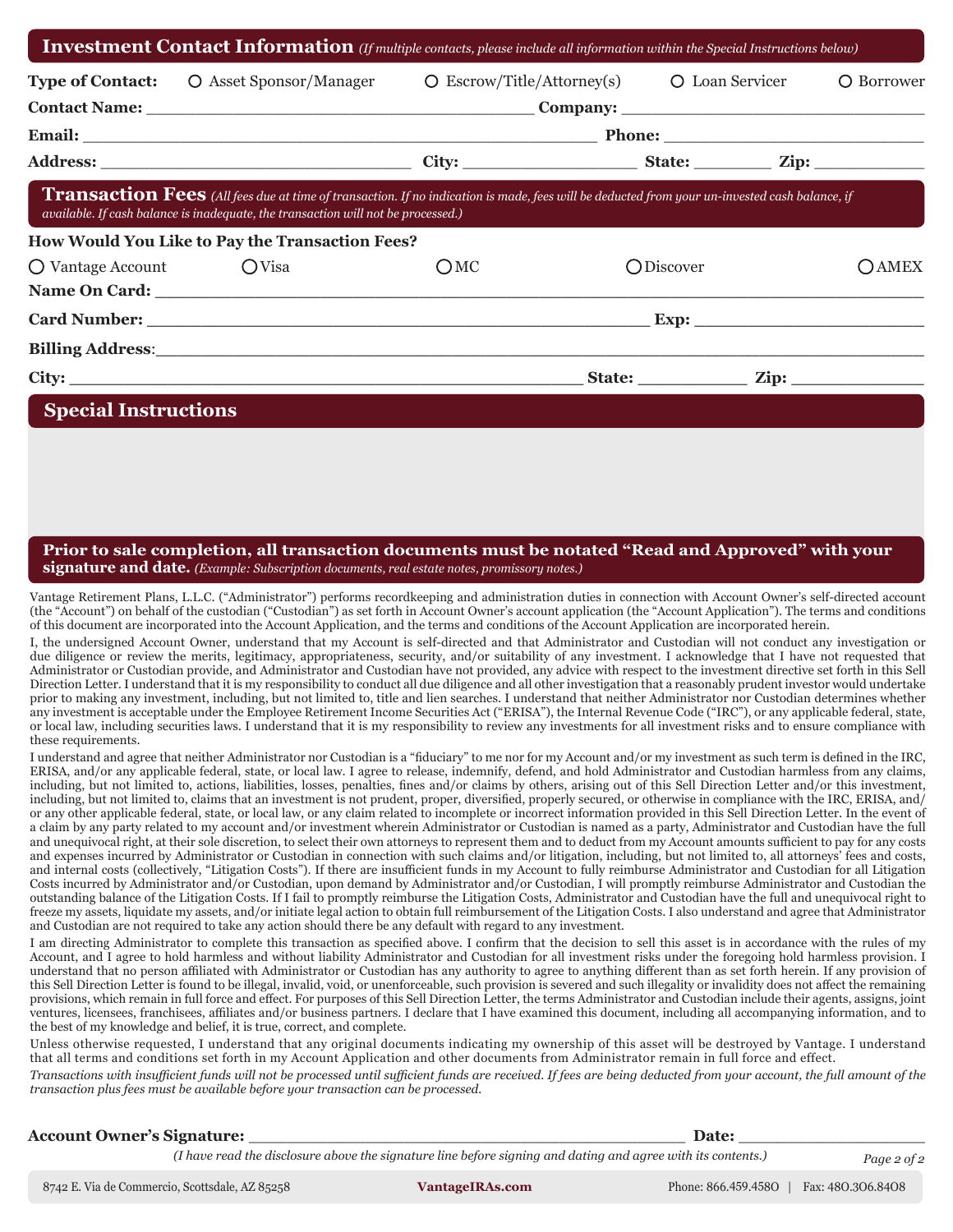## Investment Contact Information *(If multiple contacts, please include all information within the Special Instructions below)*

**Type of Contact:** ○ Asset Sponsor/Manager ○ Escrow/Title/Attorney(s) ○ Loan Servicer ○ Borrower

**Contact Name:** ______________________________ **Company:** ______________________________

**Email:** ______________________________ **Phone:** ______________________________

**Address:** ______________________________ **City:** ______________ **State:** ________ **Zip:** __________

## Transaction Fees *(All fees due at time of transaction. If no indication is made, fees will be deducted from your un-invested cash balance, if available. If cash balance is inadequate, the transaction will not be processed.)*

**How Would You Like to Pay the Transaction Fees?**

○ Vantage Account ○ Visa ○ MC ○ Discover ○ AMEX

**Name On Card:** ______________________________

**Card Number:** ______________________________ **Exp:** ______________

**Billing Address**: ______________________________

**City:** ______________________________ **State:** __________ **Zip:** __________

## Special Instructions

**Prior to sale completion, all transaction documents must be notated "Read and Approved" with your signature and date.** *(Example: Subscription documents, real estate notes, promissory notes.)*

Vantage Retirement Plans, L.L.C. ("Administrator") performs recordkeeping and administration duties in connection with Account Owner's self-directed account (the "Account") on behalf of the custodian ("Custodian") as set forth in Account Owner's account application (the "Account Application"). The terms and conditions of this document are incorporated into the Account Application, and the terms and conditions of the Account Application are incorporated herein.

I, the undersigned Account Owner, understand that my Account is self-directed and that Administrator and Custodian will not conduct any investigation or due diligence or review the merits, legitimacy, appropriateness, security, and/or suitability of any investment. I acknowledge that I have not requested that Administrator or Custodian provide, and Administrator and Custodian have not provided, any advice with respect to the investment directive set forth in this Sell Direction Letter. I understand that it is my responsibility to conduct all due diligence and all other investigation that a reasonably prudent investor would undertake prior to making any investment, including, but not limited to, title and lien searches. I understand that neither Administrator nor Custodian determines whether any investment is acceptable under the Employee Retirement Income Securities Act ("ERISA"), the Internal Revenue Code ("IRC"), or any applicable federal, state, or local law, including securities laws. I understand that it is my responsibility to review any investments for all investment risks and to ensure compliance with these requirements.

I understand and agree that neither Administrator nor Custodian is a "fiduciary" to me nor for my Account and/or my investment as such term is defined in the IRC, ERISA, and/or any applicable federal, state, or local law. I agree to release, indemnify, defend, and hold Administrator and Custodian harmless from any claims, including, but not limited to, actions, liabilities, losses, penalties, fines and/or claims by others, arising out of this Sell Direction Letter and/or this investment, including, but not limited to, claims that an investment is not prudent, proper, diversified, properly secured, or otherwise in compliance with the IRC, ERISA, and/or any other applicable federal, state, or local law, or any claim related to incomplete or incorrect information provided in this Sell Direction Letter. In the event of a claim by any party related to my account and/or investment wherein Administrator or Custodian is named as a party, Administrator and Custodian have the full and unequivocal right, at their sole discretion, to select their own attorneys to represent them and to deduct from my Account amounts sufficient to pay for any costs and expenses incurred by Administrator or Custodian in connection with such claims and/or litigation, including, but not limited to, all attorneys' fees and costs, and internal costs (collectively, "Litigation Costs"). If there are insufficient funds in my Account to fully reimburse Administrator and Custodian for all Litigation Costs incurred by Administrator and/or Custodian, upon demand by Administrator and/or Custodian, I will promptly reimburse Administrator and Custodian the outstanding balance of the Litigation Costs. If I fail to promptly reimburse the Litigation Costs, Administrator and Custodian have the full and unequivocal right to freeze my assets, liquidate my assets, and/or initiate legal action to obtain full reimbursement of the Litigation Costs. I also understand and agree that Administrator and Custodian are not required to take any action should there be any default with regard to any investment.

I am directing Administrator to complete this transaction as specified above. I confirm that the decision to sell this asset is in accordance with the rules of my Account, and I agree to hold harmless and without liability Administrator and Custodian for all investment risks under the foregoing hold harmless provision. I understand that no person affiliated with Administrator or Custodian has any authority to agree to anything different than as set forth herein. If any provision of this Sell Direction Letter is found to be illegal, invalid, void, or unenforceable, such provision is severed and such illegality or invalidity does not affect the remaining provisions, which remain in full force and effect. For purposes of this Sell Direction Letter, the terms Administrator and Custodian include their agents, assigns, joint ventures, licensees, franchisees, affiliates and/or business partners. I declare that I have examined this document, including all accompanying information, and to the best of my knowledge and belief, it is true, correct, and complete.

Unless otherwise requested, I understand that any original documents indicating my ownership of this asset will be destroyed by Vantage. I understand that all terms and conditions set forth in my Account Application and other documents from Administrator remain in full force and effect.

*Transactions with insufficient funds will not be processed until sufficient funds are received. If fees are being deducted from your account, the full amount of the transaction plus fees must be available before your transaction can be processed.*

**Account Owner's Signature:** ______________________________ **Date:** ______________

*(I have read the disclosure above the signature line before signing and dating and agree with its contents.)*

8742 E. Via de Commercio, Scottsdale, AZ 85258 | **VantageIRAs.com** | Phone: 866.459.4580 | Fax: 480.306.8408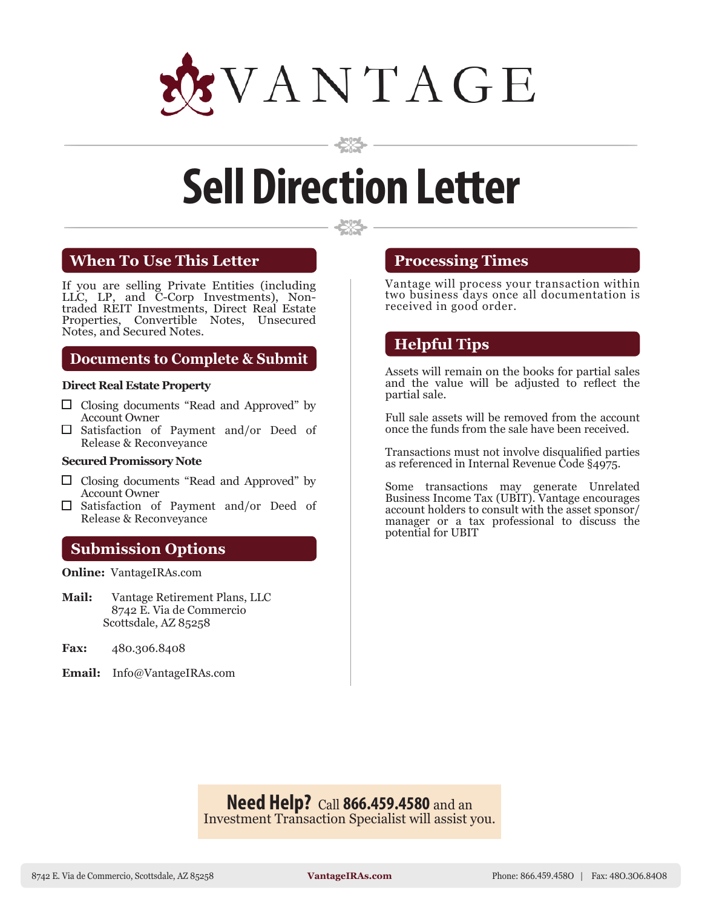# VANTAGE

# Sell Direction Letter

## When To Use This Letter

If you are selling Private Entities (including LLC, LP, and C-Corp Investments), Non-traded REIT Investments, Direct Real Estate Properties, Convertible Notes, Unsecured Notes, and Secured Notes.

## Documents to Complete & Submit

**Direct Real Estate Property**

- ☐ Closing documents "Read and Approved" by Account Owner
- ☐ Satisfaction of Payment and/or Deed of Release & Reconveyance

**Secured Promissory Note**

- ☐ Closing documents "Read and Approved" by Account Owner
- ☐ Satisfaction of Payment and/or Deed of Release & Reconveyance

## Submission Options

**Online:** VantageIRAs.com

**Mail:** Vantage Retirement Plans, LLC
8742 E. Via de Commercio
Scottsdale, AZ 85258

**Fax:** 480.306.8408

**Email:** Info@VantageIRAs.com

## Processing Times

Vantage will process your transaction within two business days once all documentation is received in good order.

## Helpful Tips

Assets will remain on the books for partial sales and the value will be adjusted to reflect the partial sale.

Full sale assets will be removed from the account once the funds from the sale have been received.

Transactions must not involve disqualified parties as referenced in Internal Revenue Code §4975.

Some transactions may generate Unrelated Business Income Tax (UBIT). Vantage encourages account holders to consult with the asset sponsor/manager or a tax professional to discuss the potential for UBIT

**Need Help?** Call **866.459.4580** and an Investment Transaction Specialist will assist you.